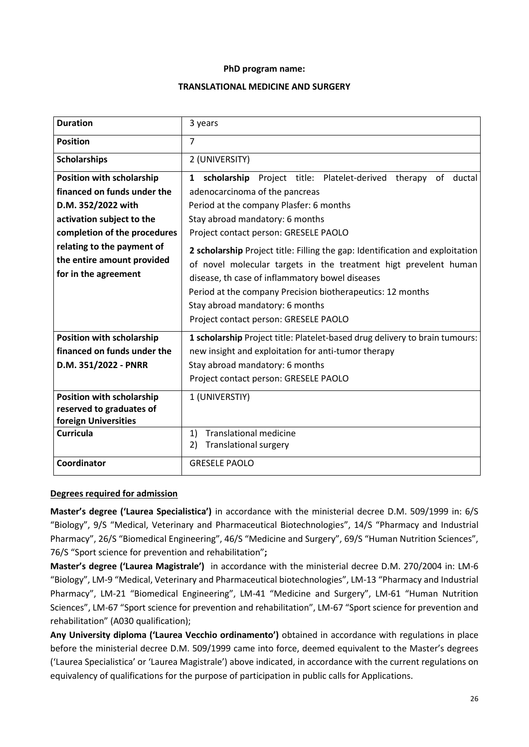**PhD program name:**

**TRANSLATIONAL MEDICINE AND SURGERY**

| | |
|---|---|
| **Duration** | 3 years |
| **Position** | 7 |
| **Scholarships** | 2 (UNIVERSITY) |
| **Position with scholarship financed on funds under the D.M. 352/2022 with activation subject to the completion of the procedures relating to the payment of the entire amount provided for in the agreement** | **1 scholarship** Project title: Platelet-derived therapy of ductal adenocarcinoma of the pancreas<br>Period at the company Plasfer: 6 months<br>Stay abroad mandatory: 6 months<br>Project contact person: GRESELE PAOLO<br><br>**2 scholarship** Project title: Filling the gap: Identification and exploitation of novel molecular targets in the treatment higt prevelent human disease, th case of inflammatory bowel diseases<br>Period at the company Precision biotherapeutics: 12 months<br>Stay abroad mandatory: 6 months<br>Project contact person: GRESELE PAOLO |
| **Position with scholarship financed on funds under the D.M. 351/2022 - PNRR** | **1 scholarship** Project title: Platelet-based drug delivery to brain tumours: new insight and exploitation for anti-tumor therapy<br>Stay abroad mandatory: 6 months<br>Project contact person: GRESELE PAOLO |
| **Position with scholarship reserved to graduates of foreign Universities** | 1 (UNIVERSTIY) |
| **Curricula** | 1) Translational medicine<br>2) Translational surgery |
| **Coordinator** | GRESELE PAOLO |

**Degrees required for admission**

**Master's degree ('Laurea Specialistica')** in accordance with the ministerial decree D.M. 509/1999 in: 6/S "Biology", 9/S "Medical, Veterinary and Pharmaceutical Biotechnologies", 14/S "Pharmacy and Industrial Pharmacy", 26/S "Biomedical Engineering", 46/S "Medicine and Surgery", 69/S "Human Nutrition Sciences", 76/S "Sport science for prevention and rehabilitation"**;**

**Master's degree ('Laurea Magistrale')** in accordance with the ministerial decree D.M. 270/2004 in: LM-6 "Biology", LM-9 "Medical, Veterinary and Pharmaceutical biotechnologies", LM-13 "Pharmacy and Industrial Pharmacy", LM-21 "Biomedical Engineering", LM-41 "Medicine and Surgery", LM-61 "Human Nutrition Sciences", LM-67 "Sport science for prevention and rehabilitation", LM-67 "Sport science for prevention and rehabilitation" (A030 qualification);

**Any University diploma ('Laurea Vecchio ordinamento')** obtained in accordance with regulations in place before the ministerial decree D.M. 509/1999 came into force, deemed equivalent to the Master's degrees ('Laurea Specialistica' or 'Laurea Magistrale') above indicated, in accordance with the current regulations on equivalency of qualifications for the purpose of participation in public calls for Applications.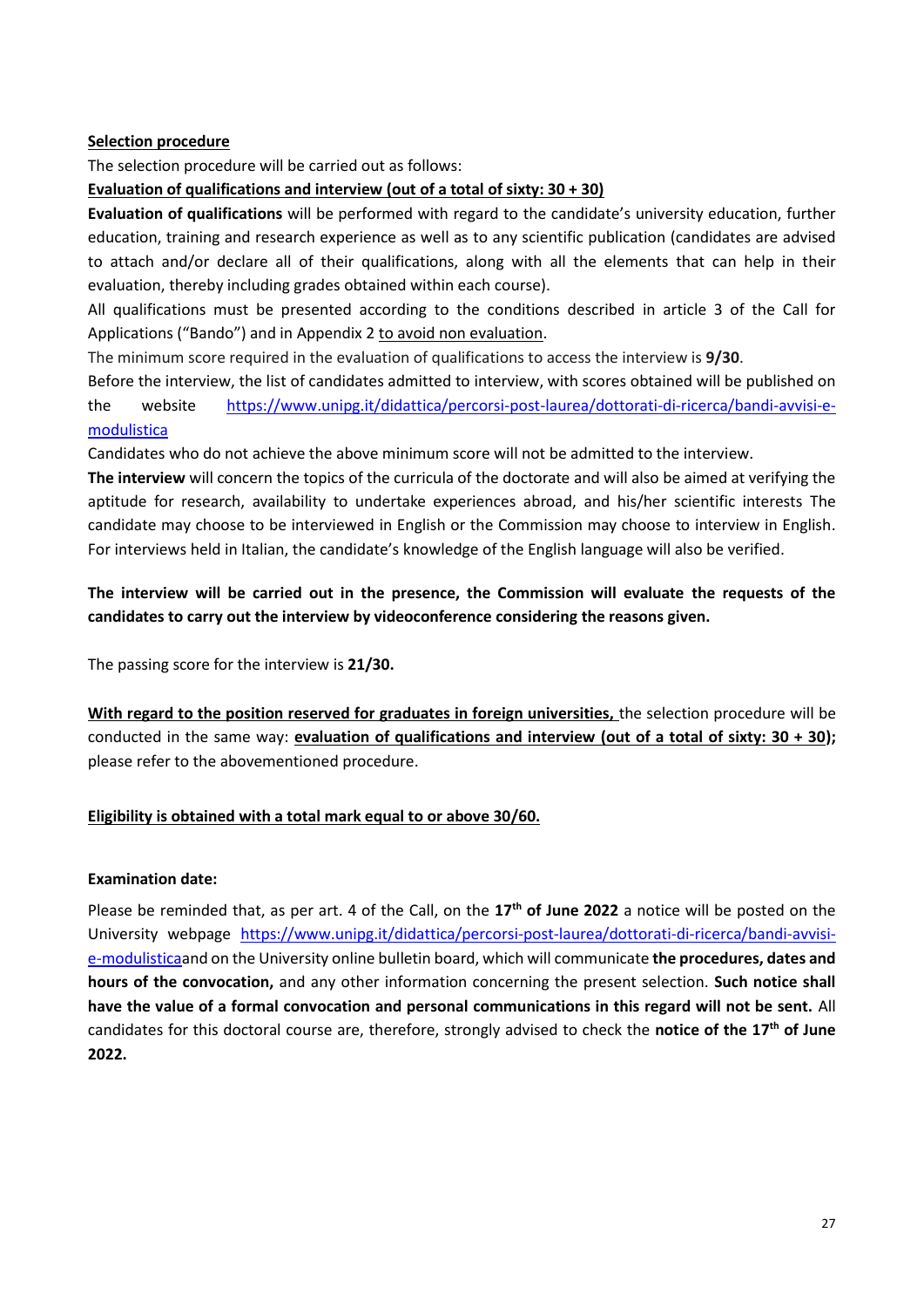**<u>Selection procedure</u>**

The selection procedure will be carried out as follows:

**<u>Evaluation of qualifications and interview (out of a total of sixty: 30 + 30)</u>**

**Evaluation of qualifications** will be performed with regard to the candidate's university education, further education, training and research experience as well as to any scientific publication (candidates are advised to attach and/or declare all of their qualifications, along with all the elements that can help in their evaluation, thereby including grades obtained within each course).

All qualifications must be presented according to the conditions described in article 3 of the Call for Applications ("Bando") and in Appendix 2 <u>to avoid non evaluation</u>.

The minimum score required in the evaluation of qualifications to access the interview is **9/30**.

Before the interview, the list of candidates admitted to interview, with scores obtained will be published on the website [https://www.unipg.it/didattica/percorsi-post-laurea/dottorati-di-ricerca/bandi-avvisi-e-modulistica](https://www.unipg.it/didattica/percorsi-post-laurea/dottorati-di-ricerca/bandi-avvisi-e-modulistica)

Candidates who do not achieve the above minimum score will not be admitted to the interview.

**The interview** will concern the topics of the curricula of the doctorate and will also be aimed at verifying the aptitude for research, availability to undertake experiences abroad, and his/her scientific interests The candidate may choose to be interviewed in English or the Commission may choose to interview in English. For interviews held in Italian, the candidate's knowledge of the English language will also be verified.

**The interview will be carried out in the presence, the Commission will evaluate the requests of the candidates to carry out the interview by videoconference considering the reasons given.**

The passing score for the interview is **21/30.**

**<u>With regard to the position reserved for graduates in foreign universities,</u>** the selection procedure will be conducted in the same way: **<u>evaluation of qualifications and interview (out of a total of sixty: 30 + 30)</u>;** please refer to the abovementioned procedure.

**<u>Eligibility is obtained with a total mark equal to or above 30/60.</u>**

**Examination date:**

Please be reminded that, as per art. 4 of the Call, on the **17th of June 2022** a notice will be posted on the University webpage [https://www.unipg.it/didattica/percorsi-post-laurea/dottorati-di-ricerca/bandi-avvisi-e-modulistica](https://www.unipg.it/didattica/percorsi-post-laurea/dottorati-di-ricerca/bandi-avvisi-e-modulistica)and on the University online bulletin board, which will communicate **the procedures, dates and hours of the convocation,** and any other information concerning the present selection. **Such notice shall have the value of a formal convocation and personal communications in this regard will not be sent.** All candidates for this doctoral course are, therefore, strongly advised to check the **notice of the 17th of June 2022.**